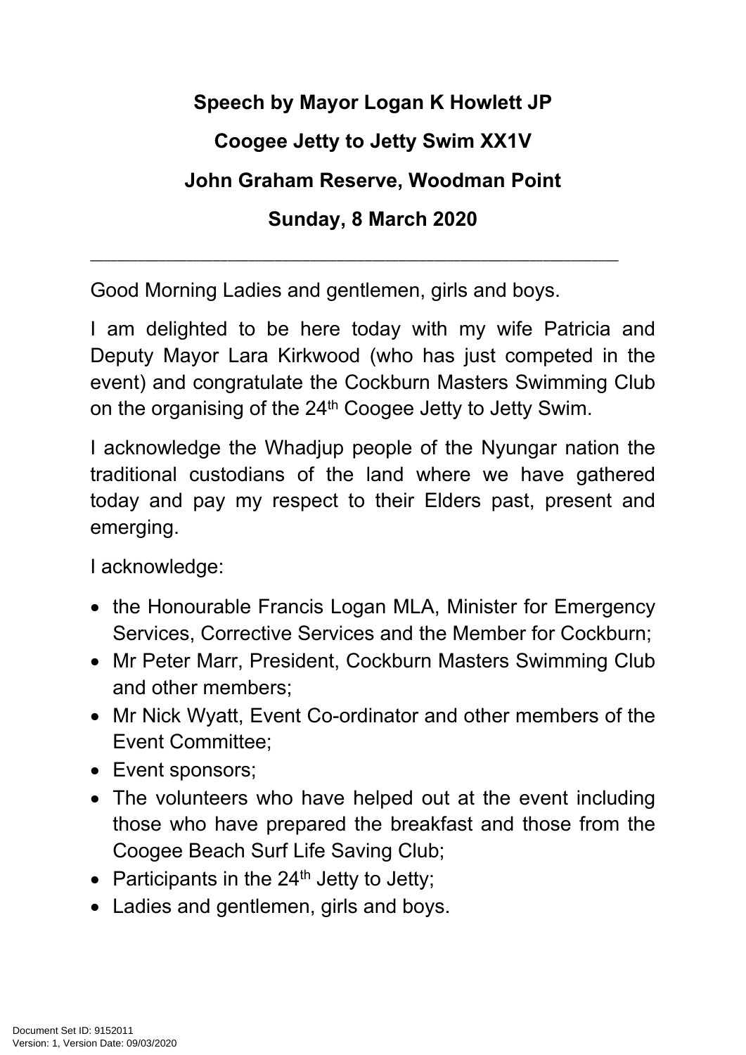**Speech by Mayor Logan K Howlett JP**

**Coogee Jetty to Jetty Swim XX1V**

**John Graham Reserve, Woodman Point**

**Sunday, 8 March 2020**

---

Good Morning Ladies and gentlemen, girls and boys.

I am delighted to be here today with my wife Patricia and Deputy Mayor Lara Kirkwood (who has just competed in the event) and congratulate the Cockburn Masters Swimming Club on the organising of the 24th Coogee Jetty to Jetty Swim.

I acknowledge the Whadjup people of the Nyungar nation the traditional custodians of the land where we have gathered today and pay my respect to their Elders past, present and emerging.

I acknowledge:

- the Honourable Francis Logan MLA, Minister for Emergency Services, Corrective Services and the Member for Cockburn;
- Mr Peter Marr, President, Cockburn Masters Swimming Club and other members;
- Mr Nick Wyatt, Event Co-ordinator and other members of the Event Committee;
- Event sponsors;
- The volunteers who have helped out at the event including those who have prepared the breakfast and those from the Coogee Beach Surf Life Saving Club;
- Participants in the 24th Jetty to Jetty;
- Ladies and gentlemen, girls and boys.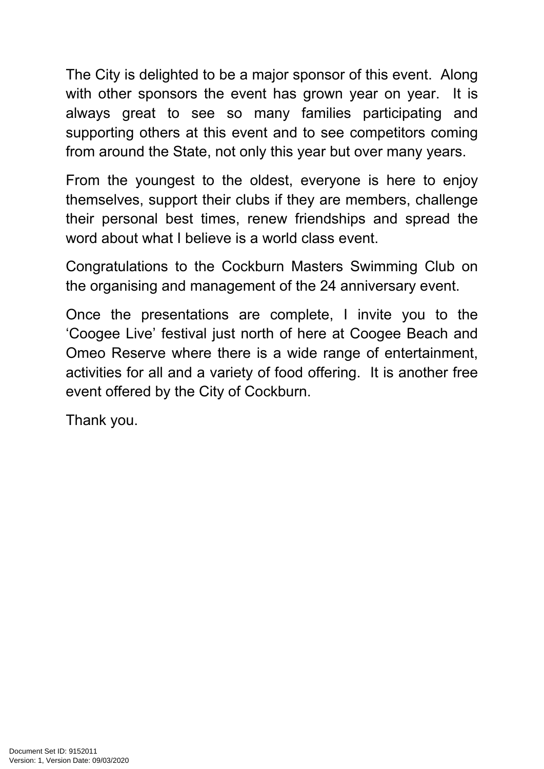The City is delighted to be a major sponsor of this event. Along with other sponsors the event has grown year on year. It is always great to see so many families participating and supporting others at this event and to see competitors coming from around the State, not only this year but over many years.

From the youngest to the oldest, everyone is here to enjoy themselves, support their clubs if they are members, challenge their personal best times, renew friendships and spread the word about what I believe is a world class event.

Congratulations to the Cockburn Masters Swimming Club on the organising and management of the 24 anniversary event.

Once the presentations are complete, I invite you to the 'Coogee Live' festival just north of here at Coogee Beach and Omeo Reserve where there is a wide range of entertainment, activities for all and a variety of food offering. It is another free event offered by the City of Cockburn.

Thank you.

Document Set ID: 9152011
Version: 1, Version Date: 09/03/2020